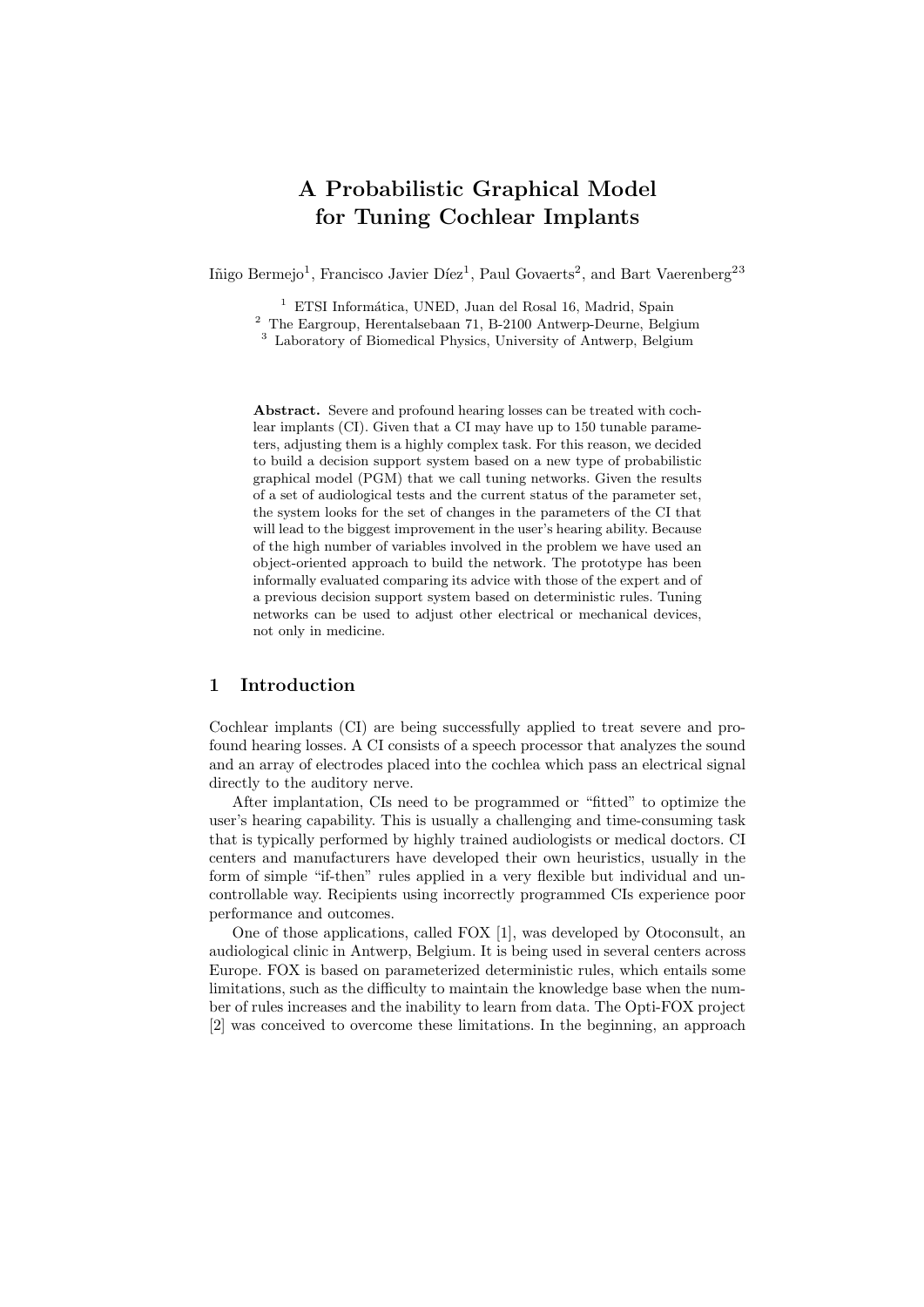# A Probabilistic Graphical Model for Tuning Cochlear Implants

Iñigo Bermejo[1], Francisco Javier Díez[1], Paul Govaerts[2], and Bart Vaerenberg[23]

[1] ETSI Informática, UNED, Juan del Rosal 16, Madrid, Spain
[2] The Eargroup, Herentalsebaan 71, B-2100 Antwerp-Deurne, Belgium
[3] Laboratory of Biomedical Physics, University of Antwerp, Belgium

**Abstract.** Severe and profound hearing losses can be treated with cochlear implants (CI). Given that a CI may have up to 150 tunable parameters, adjusting them is a highly complex task. For this reason, we decided to build a decision support system based on a new type of probabilistic graphical model (PGM) that we call tuning networks. Given the results of a set of audiological tests and the current status of the parameter set, the system looks for the set of changes in the parameters of the CI that will lead to the biggest improvement in the user's hearing ability. Because of the high number of variables involved in the problem we have used an object-oriented approach to build the network. The prototype has been informally evaluated comparing its advice with those of the expert and of a previous decision support system based on deterministic rules. Tuning networks can be used to adjust other electrical or mechanical devices, not only in medicine.

## 1 Introduction

Cochlear implants (CI) are being successfully applied to treat severe and profound hearing losses. A CI consists of a speech processor that analyzes the sound and an array of electrodes placed into the cochlea which pass an electrical signal directly to the auditory nerve.

After implantation, CIs need to be programmed or "fitted" to optimize the user's hearing capability. This is usually a challenging and time-consuming task that is typically performed by highly trained audiologists or medical doctors. CI centers and manufacturers have developed their own heuristics, usually in the form of simple "if-then" rules applied in a very flexible but individual and uncontrollable way. Recipients using incorrectly programmed CIs experience poor performance and outcomes.

One of those applications, called FOX [1], was developed by Otoconsult, an audiological clinic in Antwerp, Belgium. It is being used in several centers across Europe. FOX is based on parameterized deterministic rules, which entails some limitations, such as the difficulty to maintain the knowledge base when the number of rules increases and the inability to learn from data. The Opti-FOX project [2] was conceived to overcome these limitations. In the beginning, an approach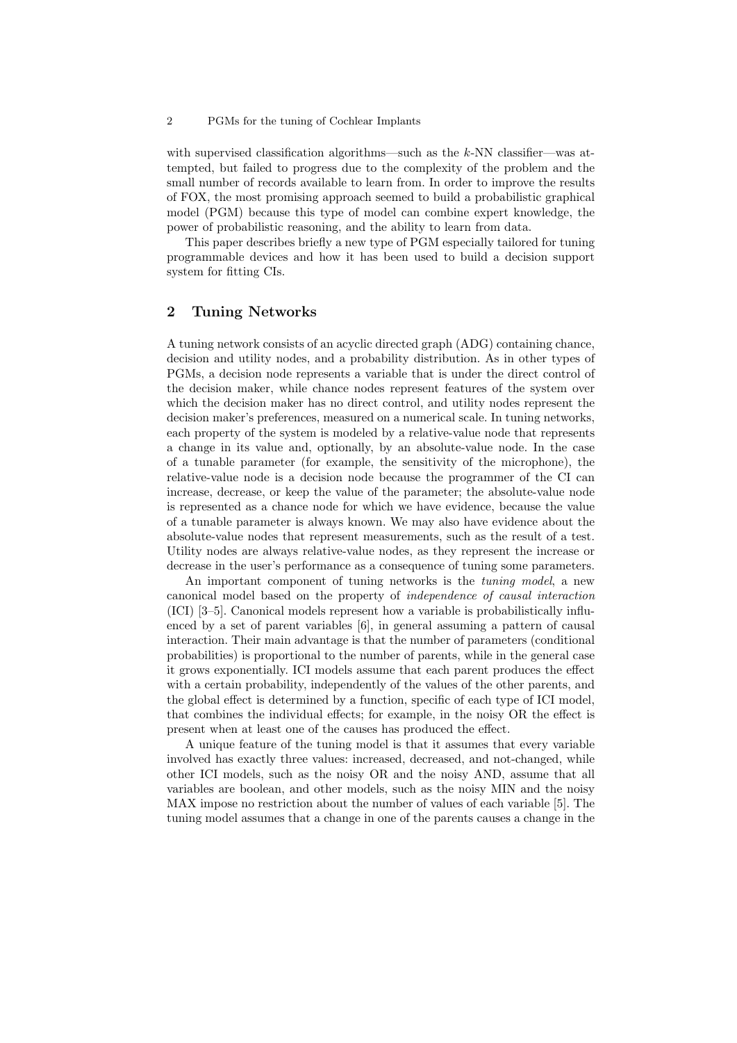with supervised classification algorithms—such as the $k$-NN classifier—was attempted, but failed to progress due to the complexity of the problem and the small number of records available to learn from. In order to improve the results of FOX, the most promising approach seemed to build a probabilistic graphical model (PGM) because this type of model can combine expert knowledge, the power of probabilistic reasoning, and the ability to learn from data.

This paper describes briefly a new type of PGM especially tailored for tuning programmable devices and how it has been used to build a decision support system for fitting CIs.

## 2 Tuning Networks

A tuning network consists of an acyclic directed graph (ADG) containing chance, decision and utility nodes, and a probability distribution. As in other types of PGMs, a decision node represents a variable that is under the direct control of the decision maker, while chance nodes represent features of the system over which the decision maker has no direct control, and utility nodes represent the decision maker's preferences, measured on a numerical scale. In tuning networks, each property of the system is modeled by a relative-value node that represents a change in its value and, optionally, by an absolute-value node. In the case of a tunable parameter (for example, the sensitivity of the microphone), the relative-value node is a decision node because the programmer of the CI can increase, decrease, or keep the value of the parameter; the absolute-value node is represented as a chance node for which we have evidence, because the value of a tunable parameter is always known. We may also have evidence about the absolute-value nodes that represent measurements, such as the result of a test. Utility nodes are always relative-value nodes, as they represent the increase or decrease in the user's performance as a consequence of tuning some parameters.

An important component of tuning networks is the *tuning model*, a new canonical model based on the property of *independence of causal interaction* (ICI) [3–5]. Canonical models represent how a variable is probabilistically influenced by a set of parent variables [6], in general assuming a pattern of causal interaction. Their main advantage is that the number of parameters (conditional probabilities) is proportional to the number of parents, while in the general case it grows exponentially. ICI models assume that each parent produces the effect with a certain probability, independently of the values of the other parents, and the global effect is determined by a function, specific of each type of ICI model, that combines the individual effects; for example, in the noisy OR the effect is present when at least one of the causes has produced the effect.

A unique feature of the tuning model is that it assumes that every variable involved has exactly three values: increased, decreased, and not-changed, while other ICI models, such as the noisy OR and the noisy AND, assume that all variables are boolean, and other models, such as the noisy MIN and the noisy MAX impose no restriction about the number of values of each variable [5]. The tuning model assumes that a change in one of the parents causes a change in the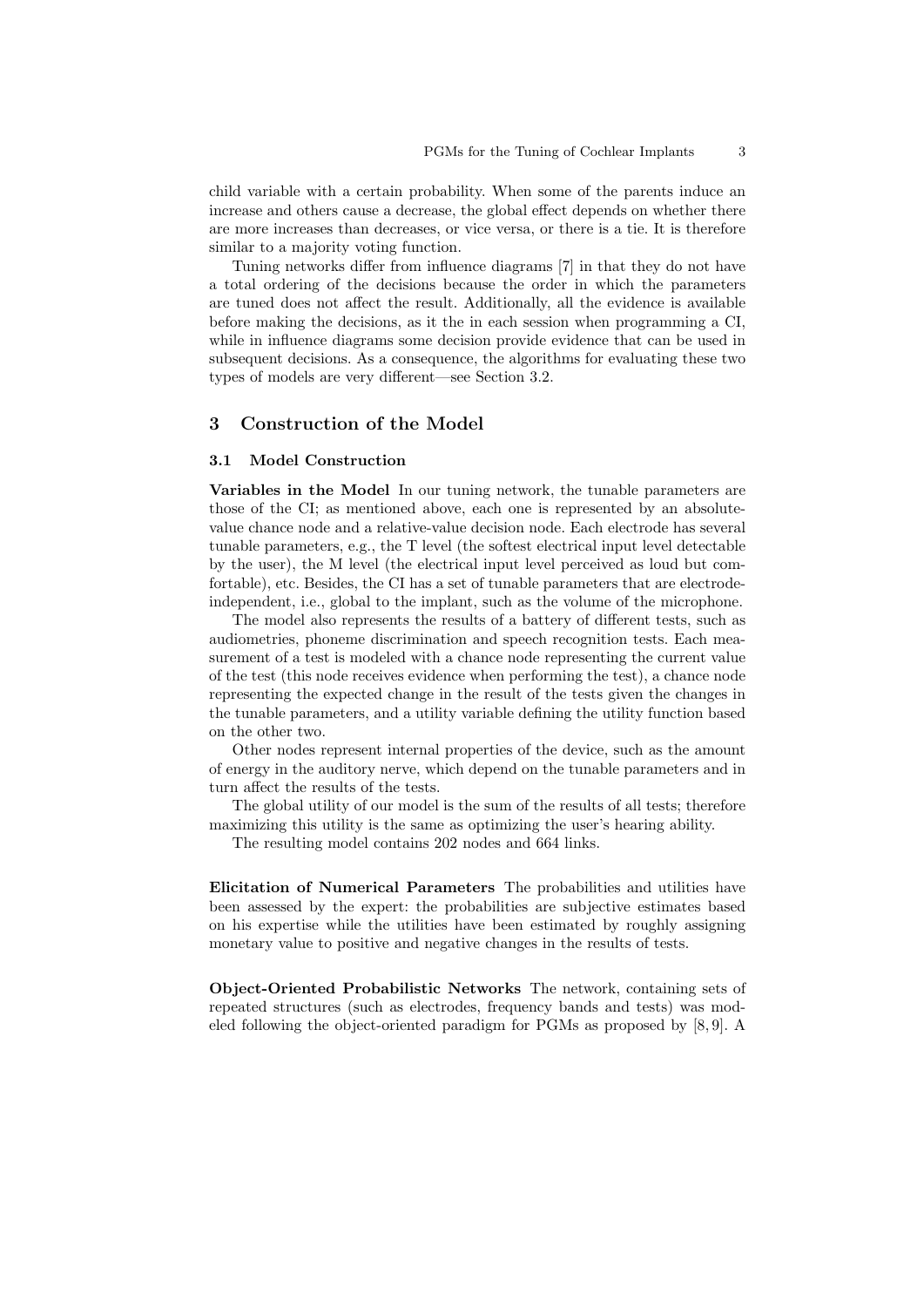child variable with a certain probability. When some of the parents induce an increase and others cause a decrease, the global effect depends on whether there are more increases than decreases, or vice versa, or there is a tie. It is therefore similar to a majority voting function.

Tuning networks differ from influence diagrams [7] in that they do not have a total ordering of the decisions because the order in which the parameters are tuned does not affect the result. Additionally, all the evidence is available before making the decisions, as it the in each session when programming a CI, while in influence diagrams some decision provide evidence that can be used in subsequent decisions. As a consequence, the algorithms for evaluating these two types of models are very different—see Section 3.2.

## 3 Construction of the Model

### 3.1 Model Construction

**Variables in the Model** In our tuning network, the tunable parameters are those of the CI; as mentioned above, each one is represented by an absolute-value chance node and a relative-value decision node. Each electrode has several tunable parameters, e.g., the T level (the softest electrical input level detectable by the user), the M level (the electrical input level perceived as loud but comfortable), etc. Besides, the CI has a set of tunable parameters that are electrode-independent, i.e., global to the implant, such as the volume of the microphone.

The model also represents the results of a battery of different tests, such as audiometries, phoneme discrimination and speech recognition tests. Each measurement of a test is modeled with a chance node representing the current value of the test (this node receives evidence when performing the test), a chance node representing the expected change in the result of the tests given the changes in the tunable parameters, and a utility variable defining the utility function based on the other two.

Other nodes represent internal properties of the device, such as the amount of energy in the auditory nerve, which depend on the tunable parameters and in turn affect the results of the tests.

The global utility of our model is the sum of the results of all tests; therefore maximizing this utility is the same as optimizing the user's hearing ability.

The resulting model contains 202 nodes and 664 links.

**Elicitation of Numerical Parameters** The probabilities and utilities have been assessed by the expert: the probabilities are subjective estimates based on his expertise while the utilities have been estimated by roughly assigning monetary value to positive and negative changes in the results of tests.

**Object-Oriented Probabilistic Networks** The network, containing sets of repeated structures (such as electrodes, frequency bands and tests) was modeled following the object-oriented paradigm for PGMs as proposed by [8, 9]. A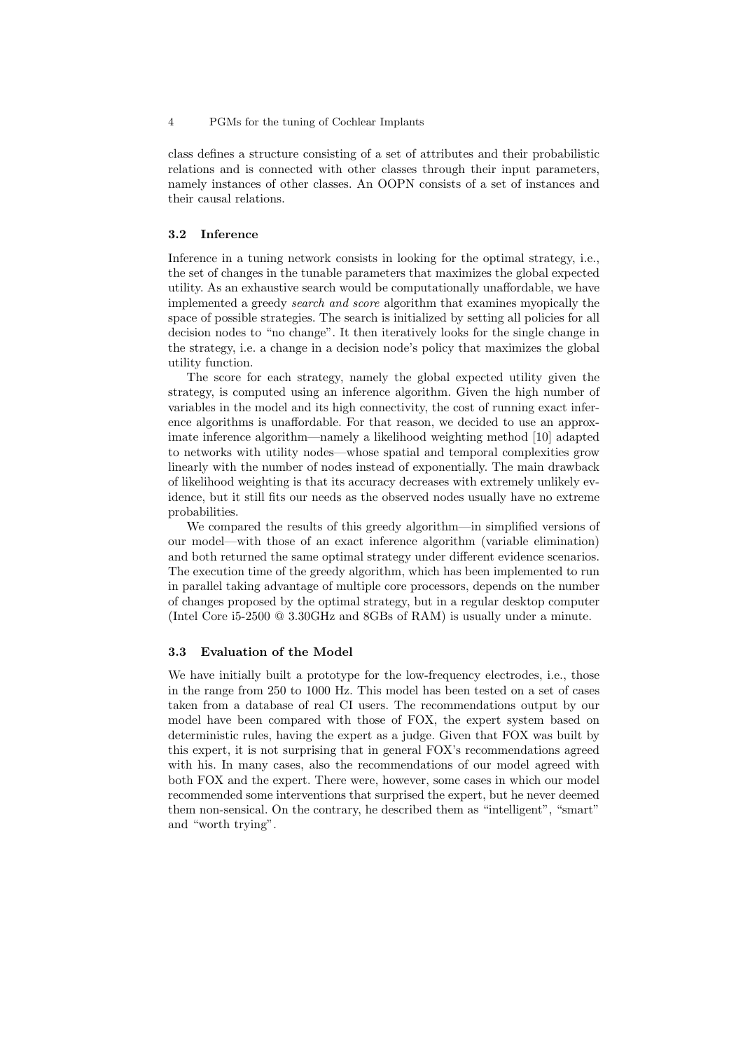class defines a structure consisting of a set of attributes and their probabilistic relations and is connected with other classes through their input parameters, namely instances of other classes. An OOPN consists of a set of instances and their causal relations.

### 3.2 Inference

Inference in a tuning network consists in looking for the optimal strategy, i.e., the set of changes in the tunable parameters that maximizes the global expected utility. As an exhaustive search would be computationally unaffordable, we have implemented a greedy *search and score* algorithm that examines myopically the space of possible strategies. The search is initialized by setting all policies for all decision nodes to "no change". It then iteratively looks for the single change in the strategy, i.e. a change in a decision node's policy that maximizes the global utility function.

The score for each strategy, namely the global expected utility given the strategy, is computed using an inference algorithm. Given the high number of variables in the model and its high connectivity, the cost of running exact inference algorithms is unaffordable. For that reason, we decided to use an approximate inference algorithm—namely a likelihood weighting method [10] adapted to networks with utility nodes—whose spatial and temporal complexities grow linearly with the number of nodes instead of exponentially. The main drawback of likelihood weighting is that its accuracy decreases with extremely unlikely evidence, but it still fits our needs as the observed nodes usually have no extreme probabilities.

We compared the results of this greedy algorithm—in simplified versions of our model—with those of an exact inference algorithm (variable elimination) and both returned the same optimal strategy under different evidence scenarios. The execution time of the greedy algorithm, which has been implemented to run in parallel taking advantage of multiple core processors, depends on the number of changes proposed by the optimal strategy, but in a regular desktop computer (Intel Core i5-2500 @ 3.30GHz and 8GBs of RAM) is usually under a minute.

### 3.3 Evaluation of the Model

We have initially built a prototype for the low-frequency electrodes, i.e., those in the range from 250 to 1000 Hz. This model has been tested on a set of cases taken from a database of real CI users. The recommendations output by our model have been compared with those of FOX, the expert system based on deterministic rules, having the expert as a judge. Given that FOX was built by this expert, it is not surprising that in general FOX's recommendations agreed with his. In many cases, also the recommendations of our model agreed with both FOX and the expert. There were, however, some cases in which our model recommended some interventions that surprised the expert, but he never deemed them non-sensical. On the contrary, he described them as "intelligent", "smart" and "worth trying".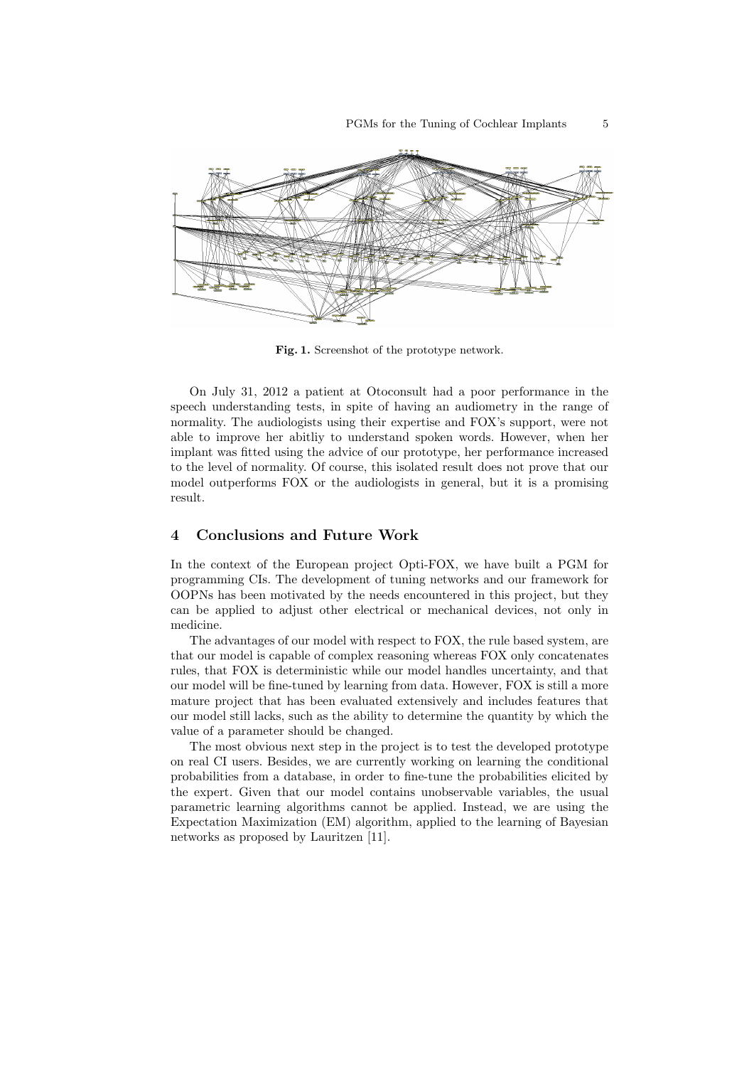**Fig. 1.** Screenshot of the prototype network.

On July 31, 2012 a patient at Otoconsult had a poor performance in the speech understanding tests, in spite of having an audiometry in the range of normality. The audiologists using their expertise and FOX's support, were not able to improve her abitliy to understand spoken words. However, when her implant was fitted using the advice of our prototype, her performance increased to the level of normality. Of course, this isolated result does not prove that our model outperforms FOX or the audiologists in general, but it is a promising result.

## 4 Conclusions and Future Work

In the context of the European project Opti-FOX, we have built a PGM for programming CIs. The development of tuning networks and our framework for OOPNs has been motivated by the needs encountered in this project, but they can be applied to adjust other electrical or mechanical devices, not only in medicine.

The advantages of our model with respect to FOX, the rule based system, are that our model is capable of complex reasoning whereas FOX only concatenates rules, that FOX is deterministic while our model handles uncertainty, and that our model will be fine-tuned by learning from data. However, FOX is still a more mature project that has been evaluated extensively and includes features that our model still lacks, such as the ability to determine the quantity by which the value of a parameter should be changed.

The most obvious next step in the project is to test the developed prototype on real CI users. Besides, we are currently working on learning the conditional probabilities from a database, in order to fine-tune the probabilities elicited by the expert. Given that our model contains unobservable variables, the usual parametric learning algorithms cannot be applied. Instead, we are using the Expectation Maximization (EM) algorithm, applied to the learning of Bayesian networks as proposed by Lauritzen [11].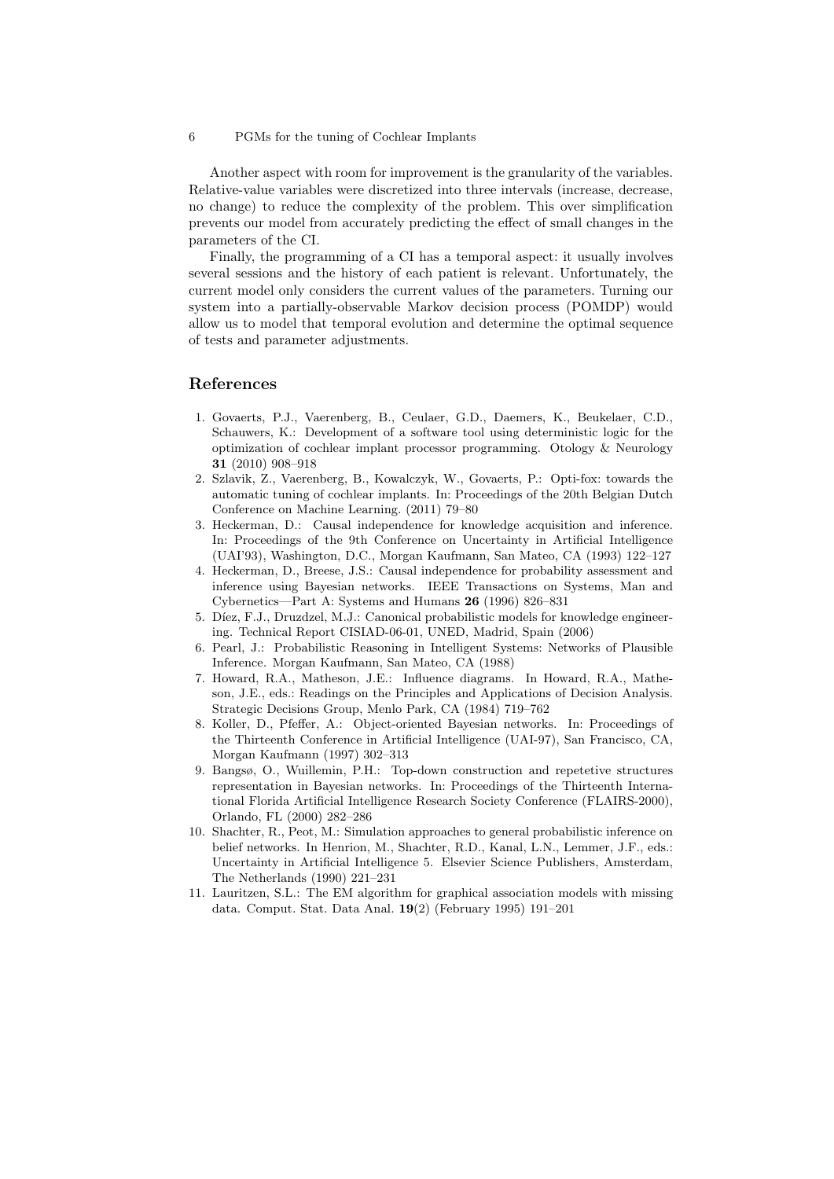Another aspect with room for improvement is the granularity of the variables. Relative-value variables were discretized into three intervals (increase, decrease, no change) to reduce the complexity of the problem. This over simplification prevents our model from accurately predicting the effect of small changes in the parameters of the CI.

Finally, the programming of a CI has a temporal aspect: it usually involves several sessions and the history of each patient is relevant. Unfortunately, the current model only considers the current values of the parameters. Turning our system into a partially-observable Markov decision process (POMDP) would allow us to model that temporal evolution and determine the optimal sequence of tests and parameter adjustments.

## References

1. Govaerts, P.J., Vaerenberg, B., Ceulaer, G.D., Daemers, K., Beukelaer, C.D., Schauwers, K.: Development of a software tool using deterministic logic for the optimization of cochlear implant processor programming. Otology & Neurology **31** (2010) 908–918
2. Szlavik, Z., Vaerenberg, B., Kowalczyk, W., Govaerts, P.: Opti-fox: towards the automatic tuning of cochlear implants. In: Proceedings of the 20th Belgian Dutch Conference on Machine Learning. (2011) 79–80
3. Heckerman, D.: Causal independence for knowledge acquisition and inference. In: Proceedings of the 9th Conference on Uncertainty in Artificial Intelligence (UAI'93), Washington, D.C., Morgan Kaufmann, San Mateo, CA (1993) 122–127
4. Heckerman, D., Breese, J.S.: Causal independence for probability assessment and inference using Bayesian networks. IEEE Transactions on Systems, Man and Cybernetics—Part A: Systems and Humans **26** (1996) 826–831
5. Díez, F.J., Druzdzel, M.J.: Canonical probabilistic models for knowledge engineering. Technical Report CISIAD-06-01, UNED, Madrid, Spain (2006)
6. Pearl, J.: Probabilistic Reasoning in Intelligent Systems: Networks of Plausible Inference. Morgan Kaufmann, San Mateo, CA (1988)
7. Howard, R.A., Matheson, J.E.: Influence diagrams. In Howard, R.A., Matheson, J.E., eds.: Readings on the Principles and Applications of Decision Analysis. Strategic Decisions Group, Menlo Park, CA (1984) 719–762
8. Koller, D., Pfeffer, A.: Object-oriented Bayesian networks. In: Proceedings of the Thirteenth Conference in Artificial Intelligence (UAI-97), San Francisco, CA, Morgan Kaufmann (1997) 302–313
9. Bangsø, O., Wuillemin, P.H.: Top-down construction and repetetive structures representation in Bayesian networks. In: Proceedings of the Thirteenth International Florida Artificial Intelligence Research Society Conference (FLAIRS-2000), Orlando, FL (2000) 282–286
10. Shachter, R., Peot, M.: Simulation approaches to general probabilistic inference on belief networks. In Henrion, M., Shachter, R.D., Kanal, L.N., Lemmer, J.F., eds.: Uncertainty in Artificial Intelligence 5. Elsevier Science Publishers, Amsterdam, The Netherlands (1990) 221–231
11. Lauritzen, S.L.: The EM algorithm for graphical association models with missing data. Comput. Stat. Data Anal. **19**(2) (February 1995) 191–201